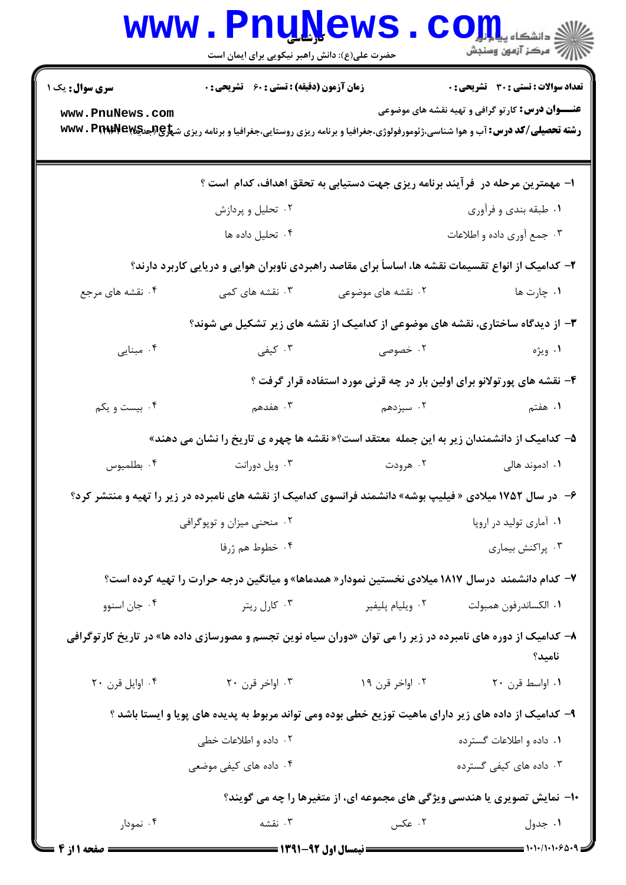**سری سوال:** یک ۱

**زمان آزمون (دقیقه) : تستی : ۶۰ تشریحی : ۰**

**تعداد سوالات : تستی : ۳۰ تشریحی : ۰**

**عنـــوان درس:** کارتو گرافی و تهیه نقشه های موضوعی

**رشته تحصیلی/کد درس:** آب و هوا شناسی،ژئومورفولوژی،جغرافیا و برنامه ریزی روستایی،جغرافیا و برنامه ریزی شهری(جدید) ۱۲۱۶۰۵۹

۱- مهمترین مرحله در فرآیند برنامه ریزی جهت دستیابی به تحقق اهداف، کدام است ؟

۱. طبقه بندی و فرآوری
۲. تحلیل و پردازش
۳. جمع آوری داده و اطلاعات
۴. تحلیل داده ها

۲- کدامیک از انواع تقسیمات نقشه ها، اساساً برای مقاصد راهبردی ناوبران هوایی و دریایی کاربرد دارند؟

۱. چارت ها
۲. نقشه های موضوعی
۳. نقشه های کمی
۴. نقشه های مرجع

۳- از دیدگاه ساختاری، نقشه های موضوعی از کدامیک از نقشه های زیر تشکیل می شوند؟

۱. ویژه
۲. خصوصی
۳. کیفی
۴. مبنایی

۴- نقشه های پورتولانو برای اولین بار در چه قرنی مورد استفاده قرار گرفت ؟

۱. هفتم
۲. سیزدهم
۳. هفدهم
۴. بیست و یکم

۵- کدامیک از دانشمندان زیر به این جمله معتقد است؟« نقشه ها چهره ی تاریخ را نشان می دهند»

۱. ادموند هالی
۲. هرودت
۳. ویل دورانت
۴. بطلمیوس

۶- در سال ۱۷۵۲ میلادی « فیلیپ بوشه» دانشمند فرانسوی کدامیک از نقشه های نامبرده در زیر را تهیه و منتشر کرد؟

۱. آماری تولید در اروپا
۲. منحنی میزان و توپوگرافی
۳. پراکنش بیماری
۴. خطوط هم ژرفا

۷- کدام دانشمند درسال ۱۸۱۷ میلادی نخستین نمودار« همدماها» و میانگین درجه حرارت را تهیه کرده است؟

۱. الکساندرفون همبولت
۲. ویلیام پلیفیر
۳. کارل ریتر
۴. جان اسنوو

۸- کدامیک از دوره های نامبرده در زیر را می توان «دوران سیاه نوین تجسم و مصورسازی داده ها» در تاریخ کارتوگرافی نامید؟

۱. اواسط قرن ۲۰
۲. اواخر قرن ۱۹
۳. اواخر قرن ۲۰
۴. اوایل قرن ۲۰

۹- کدامیک از داده های زیر دارای ماهیت توزیع خطی بوده ومی تواند مربوط به پدیده های پویا و ایستا باشد ؟

۱. داده و اطلاعات گسترده
۲. داده و اطلاعات خطی
۳. داده های کیفی گسترده
۴. داده های کیفی موضعی

۱۰- نمایش تصویری یا هندسی ویژگی های مجموعه ای، از متغیرها را چه می گویند؟

۱. جدول
۲. عکس
۳. نقشه
۴. نمودار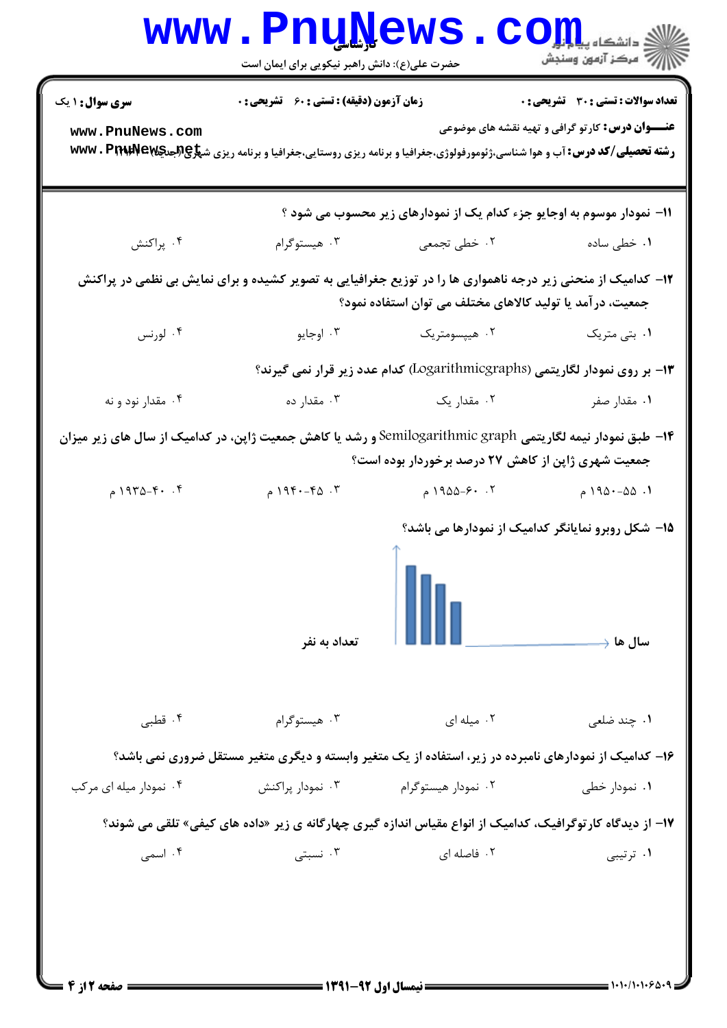**سری سوال:** ۱ یک

**زمان آزمون (دقیقه) : تستی :** ۶۰ **تشریحی :** ۰

**تعداد سوالات : تستی :** ۳۰ **تشریحی :** ۰

**عنـــوان درس:** کارتو گرافی و تهیه نقشه های موضوعی

**رشته تحصیلی/کد درس:** آب و هوا شناسی،ژئومورفولوژی،جغرافیا و برنامه ریزی روستایی،جغرافیا و برنامه ریزی شهری(جدید) ۱۲۱۶۱۱۴

۱۱- نمودار موسوم به اوجایو جزء کدام یک از نمودارهای زیر محسوب می شود ؟

۱. خطی ساده
۲. خطی تجمعی
۳. هیستوگرام
۴. پراکنش

۱۲- کدامیک از منحنی زیر درجه ناهمواری ها را در توزیع جغرافیایی به تصویر کشیده و برای نمایش بی نظمی در پراکنش جمعیت، درآمد یا تولید کالاهای مختلف می توان استفاده نمود؟

۱. بتی متریک
۲. هیپسومتریک
۳. اوجایو
۴. لورنس

۱۳- بر روی نمودار لگاریتمی (Logarithmicgraphs) کدام عدد زیر قرار نمی گیرند؟

۱. مقدار صفر
۲. مقدار یک
۳. مقدار ده
۴. مقدار نود و نه

۱۴- طبق نمودار نیمه لگاریتمی Semilogarithmic graph و رشد یا کاهش جمعیت ژاپن، در کدامیک از سال های زیر میزان جمعیت شهری ژاپن از کاهش ۲۷ درصد برخوردار بوده است؟

۱. ۵۵-۱۹۵۰ م
۲. ۶۰-۱۹۵۵ م
۳. ۴۵-۱۹۴۰ م
۴. ۴۰-۱۹۳۵ م

۱۵- شکل روبرو نمایانگر کدامیک از نمودارها می باشد؟

تعداد به نفر — سال ها

۱. چند ضلعی
۲. میله ای
۳. هیستوگرام
۴. قطبی

۱۶- کدامیک از نمودارهای نامبرده در زیر، استفاده از یک متغیر وابسته و دیگری متغیر مستقل ضروری نمی باشد؟

۱. نمودار خطی
۲. نمودار هیستوگرام
۳. نمودار پراکنش
۴. نمودار میله ای مرکب

۱۷- از دیدگاه کارتوگرافیک، کدامیک از انواع مقیاس اندازه گیری چهارگانه ی زیر «داده های کیفی» تلقی می شوند؟

۱. ترتیبی
۲. فاصله ای
۳. نسبتی
۴. اسمی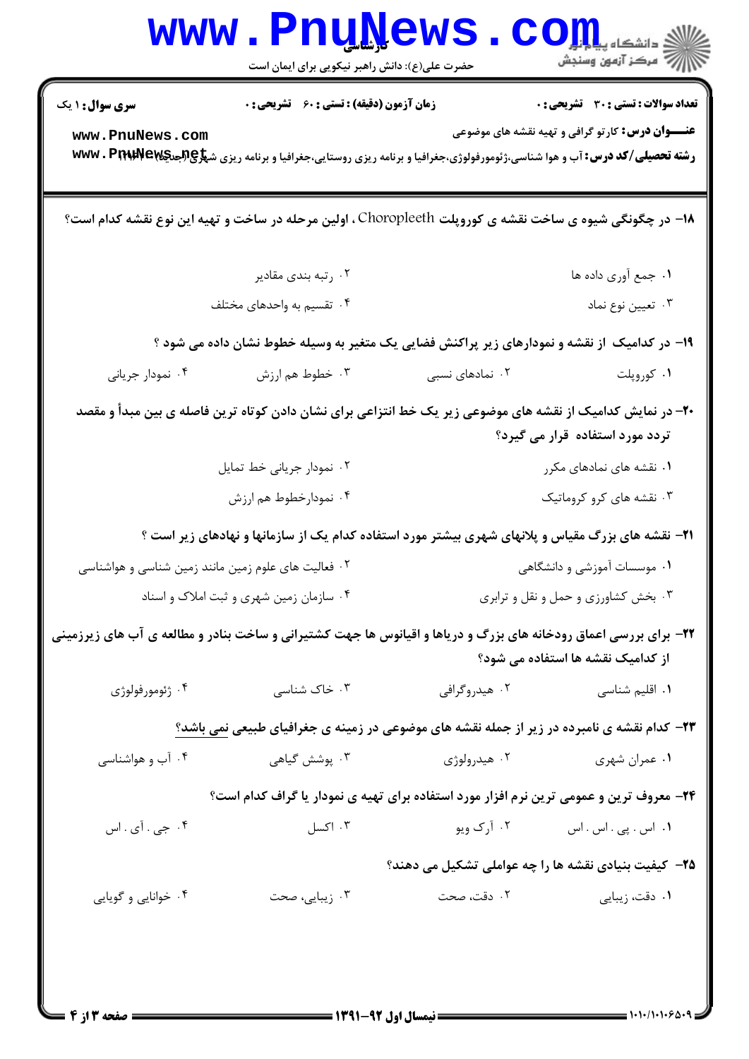**سری سوال:** ۱ یک

**زمان آزمون (دقیقه) : تستی :** ۶۰ **تشریحی :** ۰

**تعداد سوالات : تستی :** ۳۰ **تشریحی :** ۰

**عنـــوان درس:** کارتو گرافی و تهیه نقشه های موضوعی

**رشته تحصیلی/کد درس:** آب و هوا شناسی،ژئومورفولوژی،جغرافیا و برنامه ریزی روستایی،جغرافیا و برنامه ریزی شهری (جدید) ۱۲۱۶۴۷۹

---

۱۸- در چگونگی شیوه ی ساخت نقشه ی کوروپلت Choropleeth ، اولین مرحله در ساخت و تهیه این نوع نقشه کدام است؟

۱. جمع آوری داده ها
۲. رتبه بندی مقادیر
۳. تعیین نوع نماد
۴. تقسیم به واحدهای مختلف

۱۹- در کدامیک از نقشه و نمودارهای زیر پراکنش فضایی یک متغیر به وسیله خطوط نشان داده می شود ؟

۱. کوروپلت
۲. نمادهای نسبی
۳. خطوط هم ارزش
۴. نمودار جریانی

۲۰- در نمایش کدامیک از نقشه های موضوعی زیر یک خط انتزاعی برای نشان دادن کوتاه ترین فاصله ی بین مبدأ و مقصد تردد مورد استفاده قرار می گیرد؟

۱. نقشه های نمادهای مکرر
۲. نمودار جریانی خط تمایل
۳. نقشه های کرو کروماتیک
۴. نمودارخطوط هم ارزش

۲۱- نقشه های بزرگ مقیاس و پلانهای شهری بیشتر مورد استفاده کدام یک از سازمانها و نهادهای زیر است ؟

۱. موسسات آموزشی و دانشگاهی
۲. فعالیت های علوم زمین مانند زمین شناسی و هواشناسی
۳. بخش کشاورزی و حمل و نقل و ترابری
۴. سازمان زمین شهری و ثبت املاک و اسناد

۲۲- برای بررسی اعماق رودخانه های بزرگ و دریاها و اقیانوس ها جهت کشتیرانی و ساخت بنادر و مطالعه ی آب های زیرزمینی از کدامیک نقشه ها استفاده می شود؟

۱. اقلیم شناسی
۲. هیدروگرافی
۳. خاک شناسی
۴. ژئومورفولوژی

۲۳- کدام نقشه ی نامبرده در زیر از جمله نقشه های موضوعی در زمینه ی جغرافیای طبیعی نمی باشد؟

۱. عمران شهری
۲. هیدرولوژی
۳. پوشش گیاهی
۴. آب و هواشناسی

۲۴- معروف ترین و عمومی ترین نرم افزار مورد استفاده برای تهیه ی نمودار یا گراف کدام است؟

۱. اس . پی . اس . اس
۲. آرک ویو
۳. اکسل
۴. جی . آی . اس

۲۵- کیفیت بنیادی نقشه ها را چه عواملی تشکیل می دهند؟

۱. دقت، زیبایی
۲. دقت، صحت
۳. زیبایی، صحت
۴. خوانایی و گویایی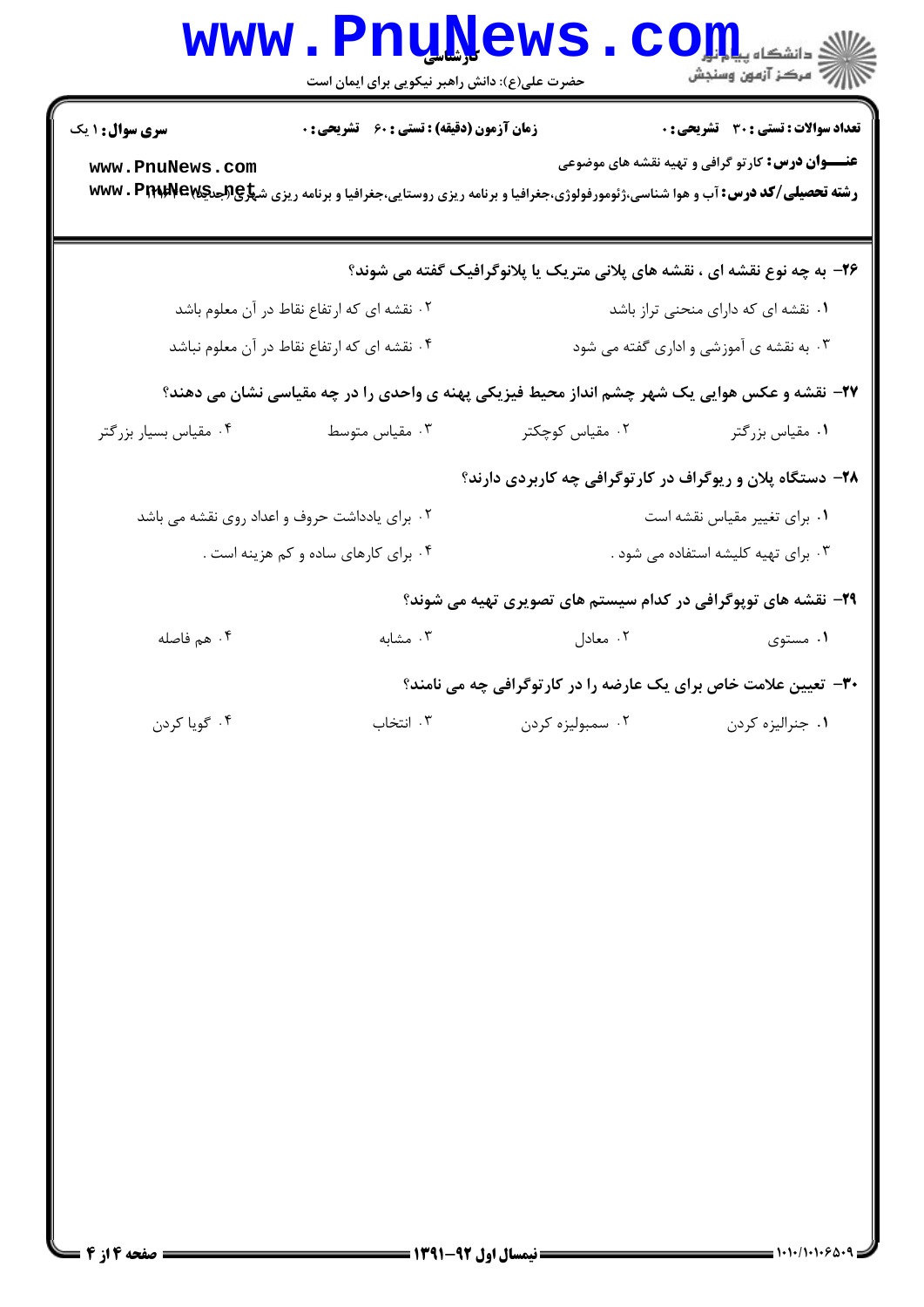**تعداد سوالات : تستی : ۳۰ تشریحی : ۰** | **زمان آزمون (دقیقه) : تستی : ۶۰ تشریحی : ۰** | **سری سوال : ۱ یک**

**عنـــوان درس:** کارتو گرافی و تهیه نقشه های موضوعی

**رشته تحصیلی/کد درس:** آب و هوا شناسی،ژئومورفولوژی،جغرافیا و برنامه ریزی روستایی،جغرافیا و برنامه ریزی شهری (جدید) ۱۲۱۶۱۶۴

**۲۶- به چه نوع نقشه ای ، نقشه های پلانی متریک یا پلانوگرافیک گفته می شوند؟**

۱. نقشه ای که دارای منحنی تراز باشد

۲. نقشه ای که ارتفاع نقاط در آن معلوم باشد

۳. به نقشه ی آموزشی و اداری گفته می شود

۴. نقشه ای که ارتفاع نقاط در آن معلوم نباشد

**۲۷- نقشه و عکس هوایی یک شهر چشم انداز محیط فیزیکی پهنه ی واحدی را در چه مقیاسی نشان می دهند؟**

۱. مقیاس بزرگتر

۲. مقیاس کوچکتر

۳. مقیاس متوسط

۴. مقیاس بسیار بزرگتر

**۲۸- دستگاه پلان و ریوگراف در کارتوگرافی چه کاربردی دارند؟**

۱. برای تغییر مقیاس نقشه است

۲. برای یادداشت حروف و اعداد روی نقشه می باشد

۳. برای تهیه کلیشه استفاده می شود .

۴. برای کارهای ساده و کم هزینه است .

**۲۹- نقشه های توپوگرافی در کدام سیستم های تصویری تهیه می شوند؟**

۱. مستوی

۲. معادل

۳. مشابه

۴. هم فاصله

**۳۰- تعیین علامت خاص برای یک عارضه را در کارتوگرافی چه می نامند؟**

۱. جنرالیزه کردن

۲. سمبولیزه کردن

۳. انتخاب

۴. گویا کردن